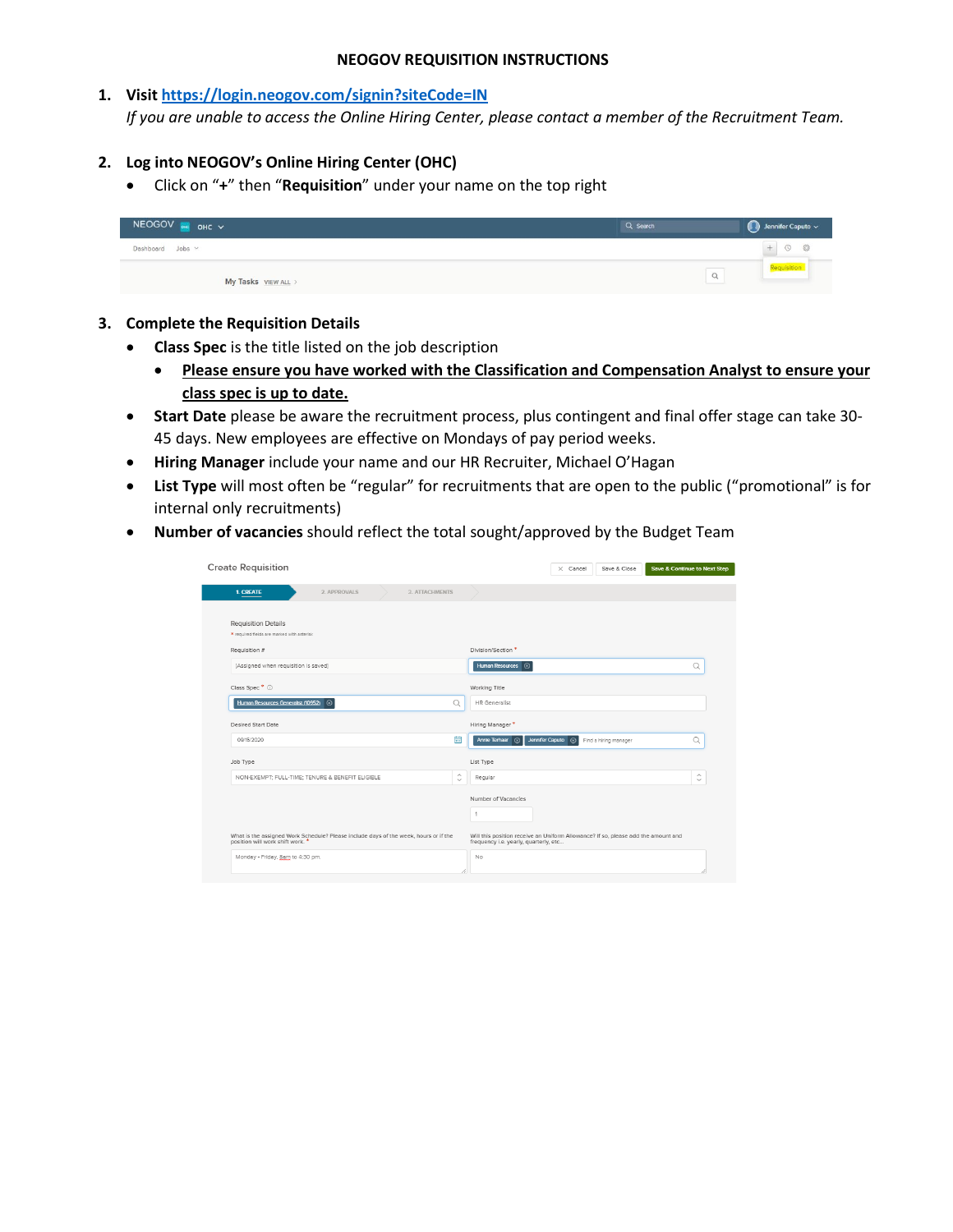# NEOGOV REQUISITION INSTRUCTIONS

1. **Visit [https://login.neogov.com/signin?siteCode=IN](https://login.neogov.com/signin?siteCode=IN)**
   *If you are unable to access the Online Hiring Center, please contact a member of the Recruitment Team.*

2. **Log into NEOGOV's Online Hiring Center (OHC)**
   - Click on "**+**" then "**Requisition**" under your name on the top right

3. **Complete the Requisition Details**
   - **Class Spec** is the title listed on the job description
     - <u>**Please ensure you have worked with the Classification and Compensation Analyst to ensure your class spec is up to date.**</u>
   - **Start Date** please be aware the recruitment process, plus contingent and final offer stage can take 30-45 days. New employees are effective on Mondays of pay period weeks.
   - **Hiring Manager** include your name and our HR Recruiter, Michael O'Hagan
   - **List Type** will most often be "regular" for recruitments that are open to the public ("promotional" is for internal only recruitments)
   - **Number of vacancies** should reflect the total sought/approved by the Budget Team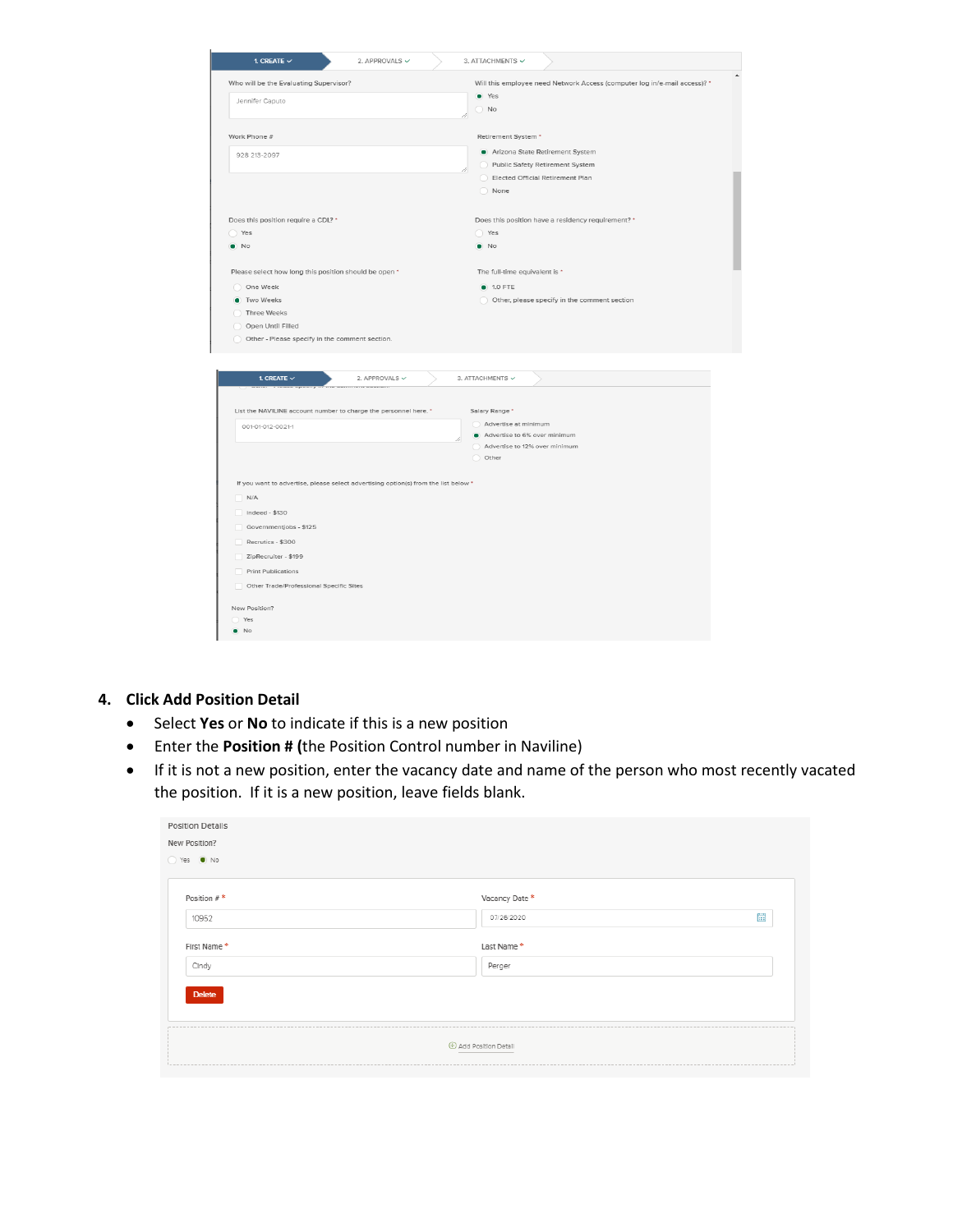1. CREATE ✓ | 2. APPROVALS ✓ | 3. ATTACHMENTS ✓

Who will be the Evaluating Supervisor?

Jennifer Caputo

Will this employee need Network Access (computer log in/e-mail access)? *

- (•) Yes
- ( ) No

Work Phone #

928 213-2097

Retirement System *

- (•) Arizona State Retirement System
- ( ) Public Safety Retirement System
- ( ) Elected Official Retirement Plan
- ( ) None

Does this position require a CDL? *

- ( ) Yes
- (•) No

Does this position have a residency requirement? *

- ( ) Yes
- (•) No

Please select how long this position should be open *

- ( ) One Week
- (•) Two Weeks
- ( ) Three Weeks
- ( ) Open Until Filled
- ( ) Other - Please specify in the comment section.

The full-time equivalent is *

- (•) 1.0 FTE
- ( ) Other, please specify in the comment section

1. CREATE ✓ | 2. APPROVALS ✓ | 3. ATTACHMENTS ✓

List the NAVILINE account number to charge the personnel here. *

001-01-012-0021-1

Salary Range *

- ( ) Advertise at minimum
- (•) Advertise to 6% over minimum
- ( ) Advertise to 12% over minimum
- ( ) Other

If you want to advertise, please select advertising option(s) from the list below *

- [ ] N/A
- [ ] Indeed - $130
- [ ] Governmentjobs - $125
- [ ] Recrutics - $300
- [ ] ZipRecruiter - $199
- [ ] Print Publications
- [ ] Other Trade/Professional Specific Sites

New Position?

- ( ) Yes
- (•) No

4. **Click Add Position Detail**
   - Select **Yes** or **No** to indicate if this is a new position
   - Enter the **Position # (**the Position Control number in Naviline)
   - If it is not a new position, enter the vacancy date and name of the person who most recently vacated the position. If it is a new position, leave fields blank.

Position Details

New Position?

( ) Yes (•) No

Position # *

10952

Vacancy Date *

07/26/2020

First Name *

Cindy

Last Name *

Perger

Delete

Add Position Detail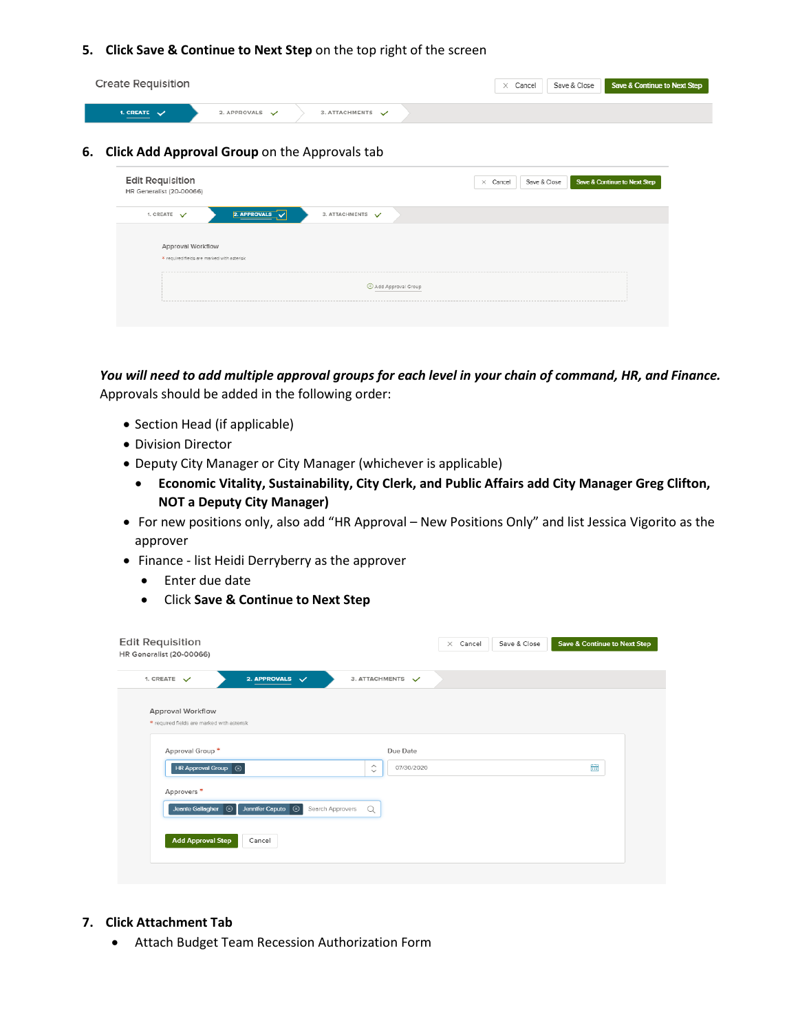5. **Click Save & Continue to Next Step** on the top right of the screen

Create Requisition — Cancel | Save & Close | Save & Continue to Next Step

1. CREATE ✓ | 2. APPROVALS ✓ | 3. ATTACHMENTS ✓

6. **Click Add Approval Group** on the Approvals tab

Edit Requisition
HR Generalist (20-00066)

Cancel | Save & Close | Save & Continue to Next Step

1. CREATE ✓ | 2. APPROVALS ✓ | 3. ATTACHMENTS ✓

Approval Workflow
* required fields are marked with asterisk

Add Approval Group

***You will need to add multiple approval groups for each level in your chain of command, HR, and Finance.*** Approvals should be added in the following order:

- Section Head (if applicable)
- Division Director
- Deputy City Manager or City Manager (whichever is applicable)
  - **Economic Vitality, Sustainability, City Clerk, and Public Affairs add City Manager Greg Clifton, NOT a Deputy City Manager)**
- For new positions only, also add "HR Approval – New Positions Only" and list Jessica Vigorito as the approver
- Finance - list Heidi Derryberry as the approver
  - Enter due date
  - Click **Save & Continue to Next Step**

Edit Requisition
HR Generalist (20-00066)

Cancel | Save & Close | Save & Continue to Next Step

1. CREATE ✓ | 2. APPROVALS ✓ | 3. ATTACHMENTS ✓

Approval Workflow
* required fields are marked with asterisk

Approval Group * : HR Approval Group
Due Date: 07/30/2020

Approvers * : Jeanie Gallagher, Jennifer Caputo, Search Approvers

Add Approval Step | Cancel

7. **Click Attachment Tab**
   - Attach Budget Team Recession Authorization Form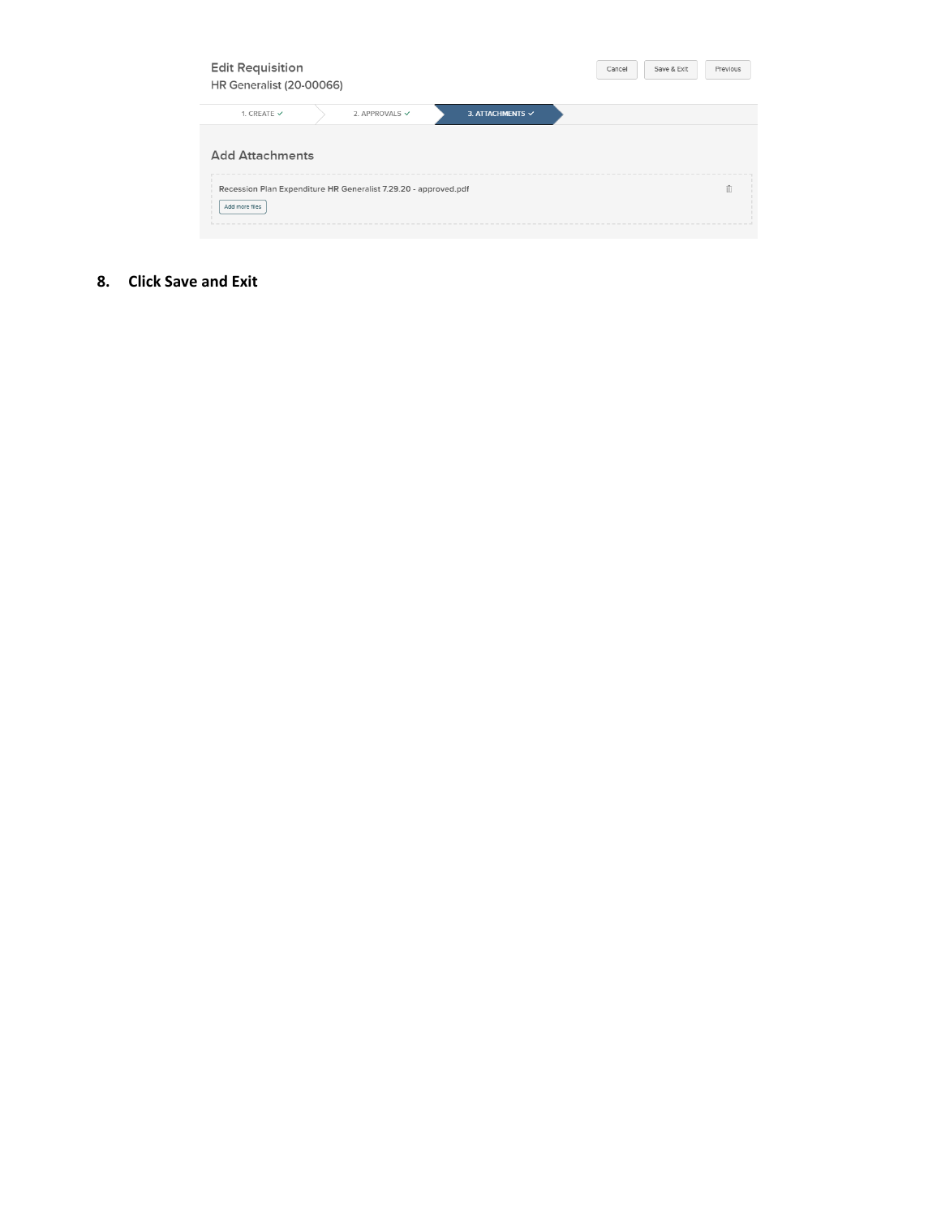Edit Requisition

HR Generalist (20-00066)

Cancel | Save & Exit | Previous

1. CREATE ✓ | 2. APPROVALS ✓ | 3. ATTACHMENTS ✓

Add Attachments

Recession Plan Expenditure HR Generalist 7.29.20 - approved.pdf

Add more files

8. **Click Save and Exit**